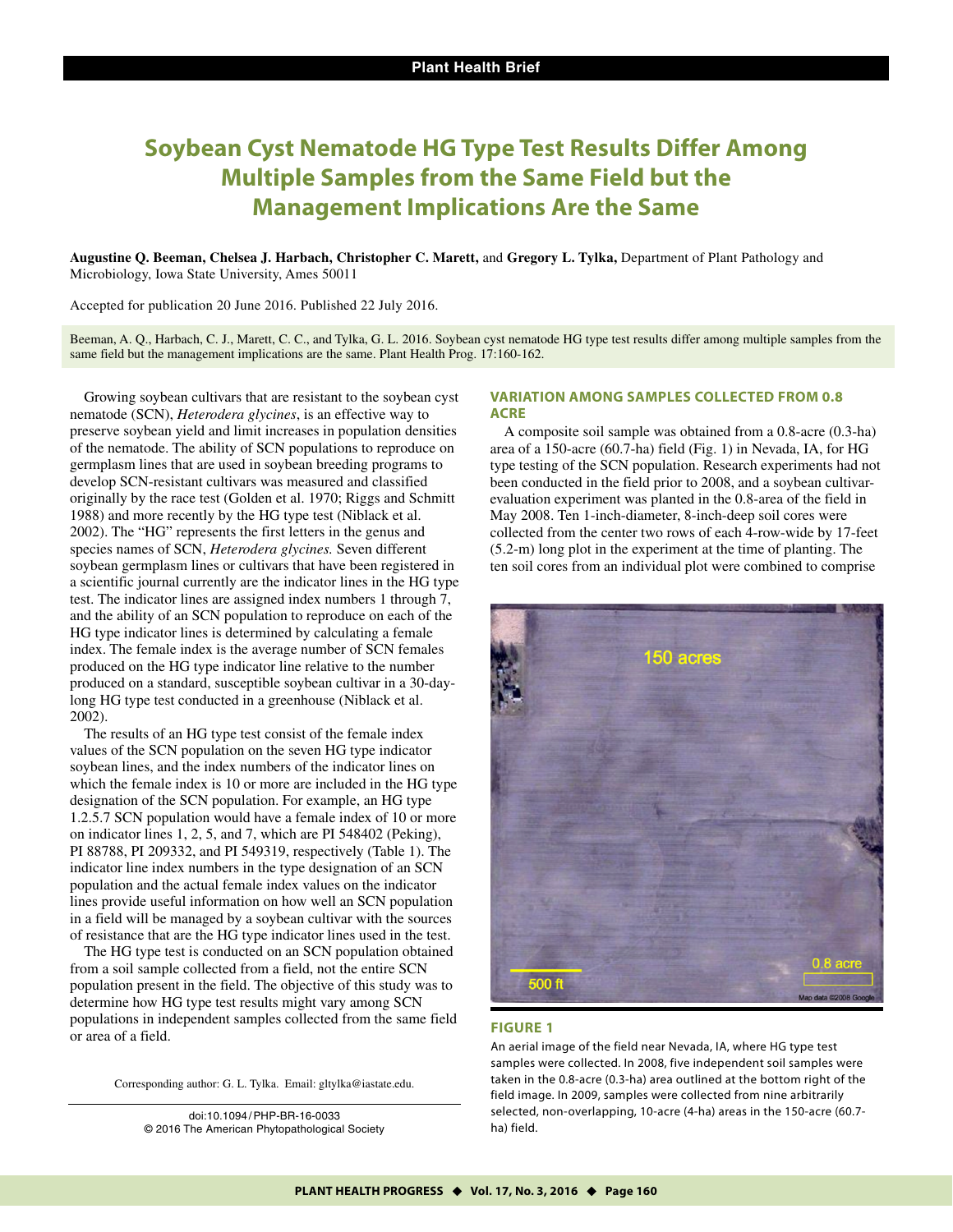Plant Health Brief

# Soybean Cyst Nematode HG Type Test Results Differ Among Multiple Samples from the Same Field but the Management Implications Are the Same

**Augustine Q. Beeman, Chelsea J. Harbach, Christopher C. Marett,** and **Gregory L. Tylka,** Department of Plant Pathology and Microbiology, Iowa State University, Ames 50011

Accepted for publication 20 June 2016. Published 22 July 2016.

Beeman, A. Q., Harbach, C. J., Marett, C. C., and Tylka, G. L. 2016. Soybean cyst nematode HG type test results differ among multiple samples from the same field but the management implications are the same. Plant Health Prog. 17:160-162.

Growing soybean cultivars that are resistant to the soybean cyst nematode (SCN), *Heterodera glycines*, is an effective way to preserve soybean yield and limit increases in population densities of the nematode. The ability of SCN populations to reproduce on germplasm lines that are used in soybean breeding programs to develop SCN-resistant cultivars was measured and classified originally by the race test (Golden et al. 1970; Riggs and Schmitt 1988) and more recently by the HG type test (Niblack et al. 2002). The "HG" represents the first letters in the genus and species names of SCN, *Heterodera glycines.* Seven different soybean germplasm lines or cultivars that have been registered in a scientific journal currently are the indicator lines in the HG type test. The indicator lines are assigned index numbers 1 through 7, and the ability of an SCN population to reproduce on each of the HG type indicator lines is determined by calculating a female index. The female index is the average number of SCN females produced on the HG type indicator line relative to the number produced on a standard, susceptible soybean cultivar in a 30-day-long HG type test conducted in a greenhouse (Niblack et al. 2002).

The results of an HG type test consist of the female index values of the SCN population on the seven HG type indicator soybean lines, and the index numbers of the indicator lines on which the female index is 10 or more are included in the HG type designation of the SCN population. For example, an HG type 1.2.5.7 SCN population would have a female index of 10 or more on indicator lines 1, 2, 5, and 7, which are PI 548402 (Peking), PI 88788, PI 209332, and PI 549319, respectively (Table 1). The indicator line index numbers in the type designation of an SCN population and the actual female index values on the indicator lines provide useful information on how well an SCN population in a field will be managed by a soybean cultivar with the sources of resistance that are the HG type indicator lines used in the test.

The HG type test is conducted on an SCN population obtained from a soil sample collected from a field, not the entire SCN population present in the field. The objective of this study was to determine how HG type test results might vary among SCN populations in independent samples collected from the same field or area of a field.

Corresponding author: G. L. Tylka. Email: gltylka@iastate.edu.

doi:10.1094/PHP-BR-16-0033
© 2016 The American Phytopathological Society

## VARIATION AMONG SAMPLES COLLECTED FROM 0.8 ACRE

A composite soil sample was obtained from a 0.8-acre (0.3-ha) area of a 150-acre (60.7-ha) field (Fig. 1) in Nevada, IA, for HG type testing of the SCN population. Research experiments had not been conducted in the field prior to 2008, and a soybean cultivar-evaluation experiment was planted in the 0.8-area of the field in May 2008. Ten 1-inch-diameter, 8-inch-deep soil cores were collected from the center two rows of each 4-row-wide by 17-feet (5.2-m) long plot in the experiment at the time of planting. The ten soil cores from an individual plot were combined to comprise

**FIGURE 1**

An aerial image of the field near Nevada, IA, where HG type test samples were collected. In 2008, five independent soil samples were taken in the 0.8-acre (0.3-ha) area outlined at the bottom right of the field image. In 2009, samples were collected from nine arbitrarily selected, non-overlapping, 10-acre (4-ha) areas in the 150-acre (60.7-ha) field.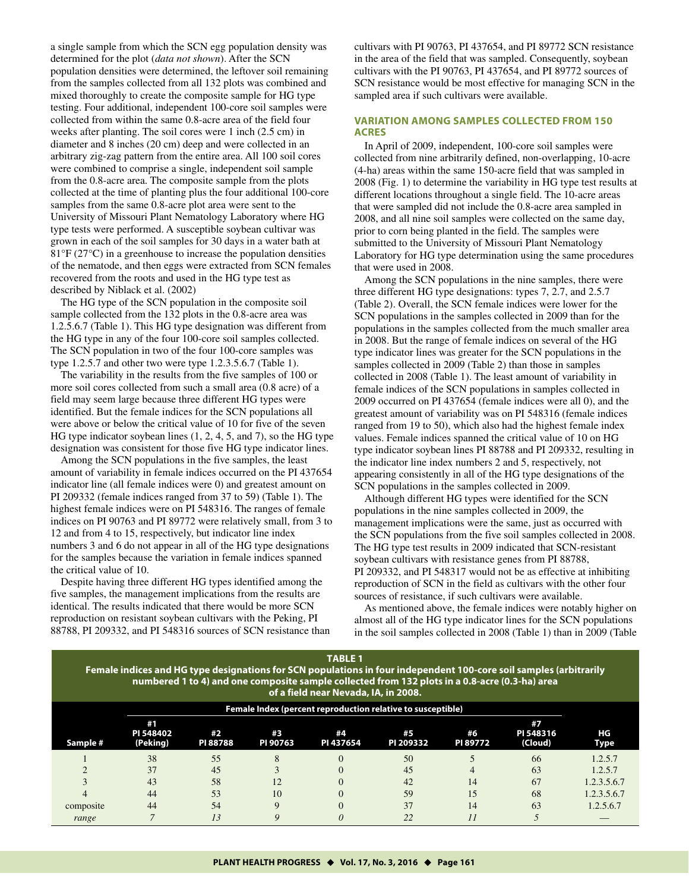a single sample from which the SCN egg population density was determined for the plot (*data not shown*). After the SCN population densities were determined, the leftover soil remaining from the samples collected from all 132 plots was combined and mixed thoroughly to create the composite sample for HG type testing. Four additional, independent 100-core soil samples were collected from within the same 0.8-acre area of the field four weeks after planting. The soil cores were 1 inch (2.5 cm) in diameter and 8 inches (20 cm) deep and were collected in an arbitrary zig-zag pattern from the entire area. All 100 soil cores were combined to comprise a single, independent soil sample from the 0.8-acre area. The composite sample from the plots collected at the time of planting plus the four additional 100-core samples from the same 0.8-acre plot area were sent to the University of Missouri Plant Nematology Laboratory where HG type tests were performed. A susceptible soybean cultivar was grown in each of the soil samples for 30 days in a water bath at 81°F (27°C) in a greenhouse to increase the population densities of the nematode, and then eggs were extracted from SCN females recovered from the roots and used in the HG type test as described by Niblack et al. (2002)

The HG type of the SCN population in the composite soil sample collected from the 132 plots in the 0.8-acre area was 1.2.5.6.7 (Table 1). This HG type designation was different from the HG type in any of the four 100-core soil samples collected. The SCN population in two of the four 100-core samples was type 1.2.5.7 and other two were type 1.2.3.5.6.7 (Table 1).

The variability in the results from the five samples of 100 or more soil cores collected from such a small area (0.8 acre) of a field may seem large because three different HG types were identified. But the female indices for the SCN populations all were above or below the critical value of 10 for five of the seven HG type indicator soybean lines (1, 2, 4, 5, and 7), so the HG type designation was consistent for those five HG type indicator lines.

Among the SCN populations in the five samples, the least amount of variability in female indices occurred on the PI 437654 indicator line (all female indices were 0) and greatest amount on PI 209332 (female indices ranged from 37 to 59) (Table 1). The highest female indices were on PI 548316. The ranges of female indices on PI 90763 and PI 89772 were relatively small, from 3 to 12 and from 4 to 15, respectively, but indicator line index numbers 3 and 6 do not appear in all of the HG type designations for the samples because the variation in female indices spanned the critical value of 10.

Despite having three different HG types identified among the five samples, the management implications from the results are identical. The results indicated that there would be more SCN reproduction on resistant soybean cultivars with the Peking, PI 88788, PI 209332, and PI 548316 sources of SCN resistance than cultivars with PI 90763, PI 437654, and PI 89772 SCN resistance in the area of the field that was sampled. Consequently, soybean cultivars with the PI 90763, PI 437654, PI 89772 sources of SCN resistance would be most effective for managing SCN in the sampled area if such cultivars were available.

## VARIATION AMONG SAMPLES COLLECTED FROM 150 ACRES

In April of 2009, independent, 100-core soil samples were collected from nine arbitrarily defined, non-overlapping, 10-acre (4-ha) areas within the same 150-acre field that was sampled in 2008 (Fig. 1) to determine the variability in HG type test results at different locations throughout a single field. The 10-acre areas that were sampled did not include the 0.8-acre area sampled in 2008, and all nine soil samples were collected on the same day, prior to corn being planted in the field. The samples were submitted to the University of Missouri Plant Nematology Laboratory for HG type determination using the same procedures that were used in 2008.

Among the SCN populations in the nine samples, there were three different HG type designations: types 7, 2.7, and 2.5.7 (Table 2). Overall, the SCN female indices were lower for the SCN populations in the samples collected in 2009 than for the populations in the samples collected from the much smaller area in 2008. But the range of female indices on several of the HG type indicator lines was greater for the SCN populations in the samples collected in 2009 (Table 2) than those in samples collected in 2008 (Table 1). The least amount of variability in female indices of the SCN populations in samples collected in 2009 occurred on PI 437654 (female indices were all 0), and the greatest amount of variability was on PI 548316 (female indices ranged from 19 to 50), which also had the highest female index values. Female indices spanned the critical value of 10 on HG type indicator soybean lines PI 88788 and PI 209332, resulting in the indicator line index numbers 2 and 5, respectively, not appearing consistently in all of the HG type designations of the SCN populations in the samples collected in 2009.

Although different HG types were identified for the SCN populations in the nine samples collected in 2009, the management implications were the same, just as occurred with the SCN populations from the five soil samples collected in 2008. The HG type test results in 2009 indicated that SCN-resistant soybean cultivars with resistance genes from PI 88788, PI 209332, and PI 548317 would not be as effective at inhibiting reproduction of SCN in the field as cultivars with the other four sources of resistance, if such cultivars were available.

As mentioned above, the female indices were notably higher on almost all of the HG type indicator lines for the SCN populations in the soil samples collected in 2008 (Table 1) than in 2009 (Table

**TABLE 1**
**Female indices and HG type designations for SCN populations in four independent 100-core soil samples (arbitrarily numbered 1 to 4) and one composite sample collected from 132 plots in a 0.8-acre (0.3-ha) area of a field near Nevada, IA, in 2008.**

| Sample # | Female Index (percent reproduction relative to susceptible) | | | | | | | HG Type |
|---|---|---|---|---|---|---|---|---|
| | #1 PI 548402 (Peking) | #2 PI 88788 | #3 PI 90763 | #4 PI 437654 | #5 PI 209332 | #6 PI 89772 | #7 PI 548316 (Cloud) | |
| 1 | 38 | 55 | 8 | 0 | 50 | 5 | 66 | 1.2.5.7 |
| 2 | 37 | 45 | 3 | 0 | 45 | 4 | 63 | 1.2.5.7 |
| 3 | 43 | 58 | 12 | 0 | 42 | 14 | 67 | 1.2.3.5.6.7 |
| 4 | 44 | 53 | 10 | 0 | 59 | 15 | 68 | 1.2.3.5.6.7 |
| composite | 44 | 54 | 9 | 0 | 37 | 14 | 63 | 1.2.5.6.7 |
| *range* | *7* | *13* | *9* | *0* | *22* | *11* | *5* | — |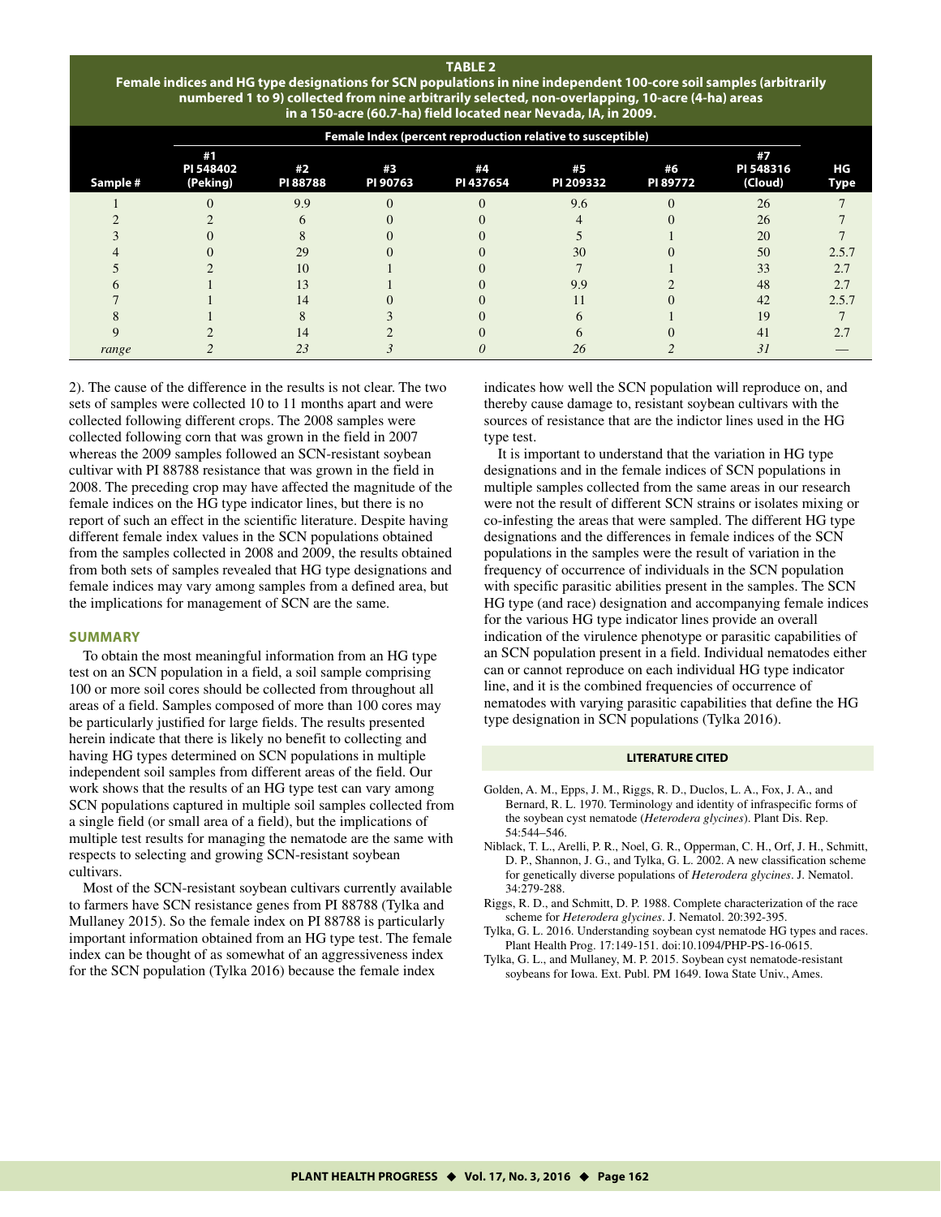**TABLE 2**
**Female indices and HG type designations for SCN populations in nine independent 100-core soil samples (arbitrarily numbered 1 to 9) collected from nine arbitrarily selected, non-overlapping, 10-acre (4-ha) areas in a 150-acre (60.7-ha) field located near Nevada, IA, in 2009.**

| | Female Index (percent reproduction relative to susceptible) | | | | | | | |
|---|---|---|---|---|---|---|---|---|
| **Sample #** | **#1 PI 548402 (Peking)** | **#2 PI 88788** | **#3 PI 90763** | **#4 PI 437654** | **#5 PI 209332** | **#6 PI 89772** | **#7 PI 548316 (Cloud)** | **HG Type** |
| 1 | 0 | 9.9 | 0 | 0 | 9.6 | 0 | 26 | 7 |
| 2 | 2 | 6 | 0 | 0 | 4 | 0 | 26 | 7 |
| 3 | 0 | 8 | 0 | 0 | 5 | 1 | 20 | 7 |
| 4 | 0 | 29 | 0 | 0 | 30 | 0 | 50 | 2.5.7 |
| 5 | 2 | 10 | 1 | 0 | 7 | 1 | 33 | 2.7 |
| 6 | 1 | 13 | 1 | 0 | 9.9 | 2 | 48 | 2.7 |
| 7 | 1 | 14 | 0 | 0 | 11 | 0 | 42 | 2.5.7 |
| 8 | 1 | 8 | 3 | 0 | 6 | 1 | 19 | 7 |
| 9 | 2 | 14 | 2 | 0 | 6 | 0 | 41 | 2.7 |
| *range* | *2* | *23* | *3* | *0* | *26* | *2* | *31* | — |

2). The cause of the difference in the results is not clear. The two sets of samples were collected 10 to 11 months apart and were collected following different crops. The 2008 samples were collected following corn that was grown in the field in 2007 whereas the 2009 samples followed an SCN-resistant soybean cultivar with PI 88788 resistance that was grown in the field in 2008. The preceding crop may have affected the magnitude of the female indices on the HG type indicator lines, but there is no report of such an effect in the scientific literature. Despite having different female index values in the SCN populations obtained from the samples collected in 2008 and 2009, the results obtained from both sets of samples revealed that HG type designations and female indices may vary among samples from a defined area, but the implications for management of SCN are the same.

## SUMMARY

To obtain the most meaningful information from an HG type test on an SCN population in a field, a soil sample comprising 100 or more soil cores should be collected from throughout all areas of a field. Samples composed of more than 100 cores may be particularly justified for large fields. The results presented herein indicate that there is likely no benefit to collecting and having HG types determined on SCN populations in multiple independent soil samples from different areas of the field. Our work shows that the results of an HG type test can vary among SCN populations captured in multiple soil samples collected from a single field (or small area of a field), but the implications of multiple test results for managing the nematode are the same with respects to selecting and growing SCN-resistant soybean cultivars.

Most of the SCN-resistant soybean cultivars currently available to farmers have SCN resistance genes from PI 88788 (Tylka and Mullaney 2015). So the female index on PI 88788 is particularly important information obtained from an HG type test. The female index can be thought of as somewhat of an aggressiveness index for the SCN population (Tylka 2016) because the female index indicates how well the SCN population will reproduce on, and thereby cause damage to, resistant soybean cultivars with the sources of resistance that are the indictor lines used in the HG type test.

It is important to understand that the variation in HG type designations and in the female indices of SCN populations in multiple samples collected from the same areas in our research were not the result of different SCN strains or isolates mixing or co-infesting the areas that were sampled. The different HG type designations and the differences in female indices of the SCN populations in the samples were the result of variation in the frequency of occurrence of individuals in the SCN population with specific parasitic abilities present in the samples. The SCN HG type (and race) designation and accompanying female indices for the various HG type indicator lines provide an overall indication of the virulence phenotype or parasitic capabilities of an SCN population present in a field. Individual nematodes either can or cannot reproduce on each individual HG type indicator line, and it is the combined frequencies of occurrence of nematodes with varying parasitic capabilities that define the HG type designation in SCN populations (Tylka 2016).

## LITERATURE CITED

Golden, A. M., Epps, J. M., Riggs, R. D., Duclos, L. A., Fox, J. A., and Bernard, R. L. 1970. Terminology and identity of infraspecific forms of the soybean cyst nematode (*Heterodera glycines*). Plant Dis. Rep. 54:544–546.

Niblack, T. L., Arelli, P. R., Noel, G. R., Opperman, C. H., Orf, J. H., Schmitt, D. P., Shannon, J. G., and Tylka, G. L. 2002. A new classification scheme for genetically diverse populations of *Heterodera glycines*. J. Nematol. 34:279-288.

Riggs, R. D., and Schmitt, D. P. 1988. Complete characterization of the race scheme for *Heterodera glycines*. J. Nematol. 20:392-395.

Tylka, G. L. 2016. Understanding soybean cyst nematode HG types and races. Plant Health Prog. 17:149-151. doi:10.1094/PHP-PS-16-0615.

Tylka, G. L., and Mullaney, M. P. 2015. Soybean cyst nematode-resistant soybeans for Iowa. Ext. Publ. PM 1649. Iowa State Univ., Ames.